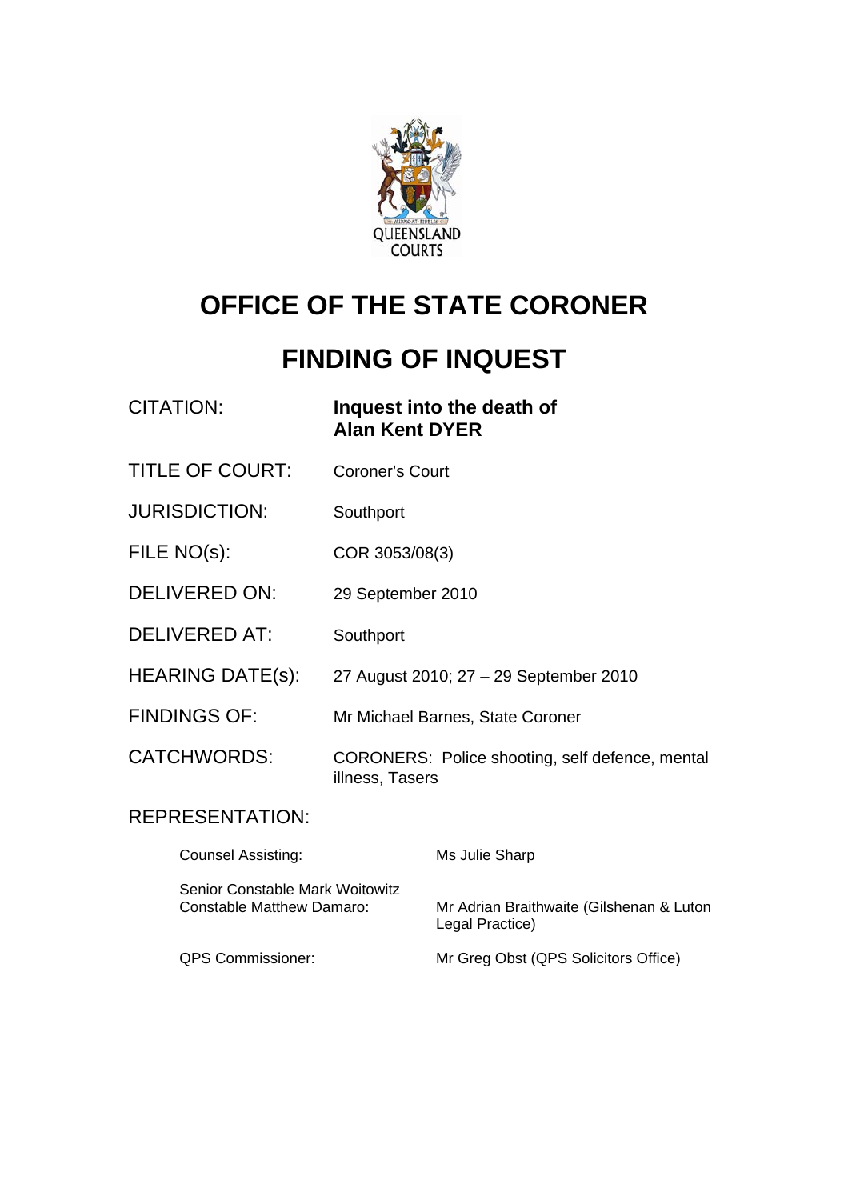# OFFICE OF THE STATE CORONER

# FINDING OF INQUEST

| | |
|---|---|
| CITATION: | **Inquest into the death of Alan Kent DYER** |
| TITLE OF COURT: | Coroner's Court |
| JURISDICTION: | Southport |
| FILE NO(s): | COR 3053/08(3) |
| DELIVERED ON: | 29 September 2010 |
| DELIVERED AT: | Southport |
| HEARING DATE(s): | 27 August 2010; 27 – 29 September 2010 |
| FINDINGS OF: | Mr Michael Barnes, State Coroner |
| CATCHWORDS: | CORONERS: Police shooting, self defence, mental illness, Tasers |

REPRESENTATION:

| | |
|---|---|
| Counsel Assisting: | Ms Julie Sharp |
| Senior Constable Mark Woitowitz Constable Matthew Damaro: | Mr Adrian Braithwaite (Gilshenan & Luton Legal Practice) |
| QPS Commissioner: | Mr Greg Obst (QPS Solicitors Office) |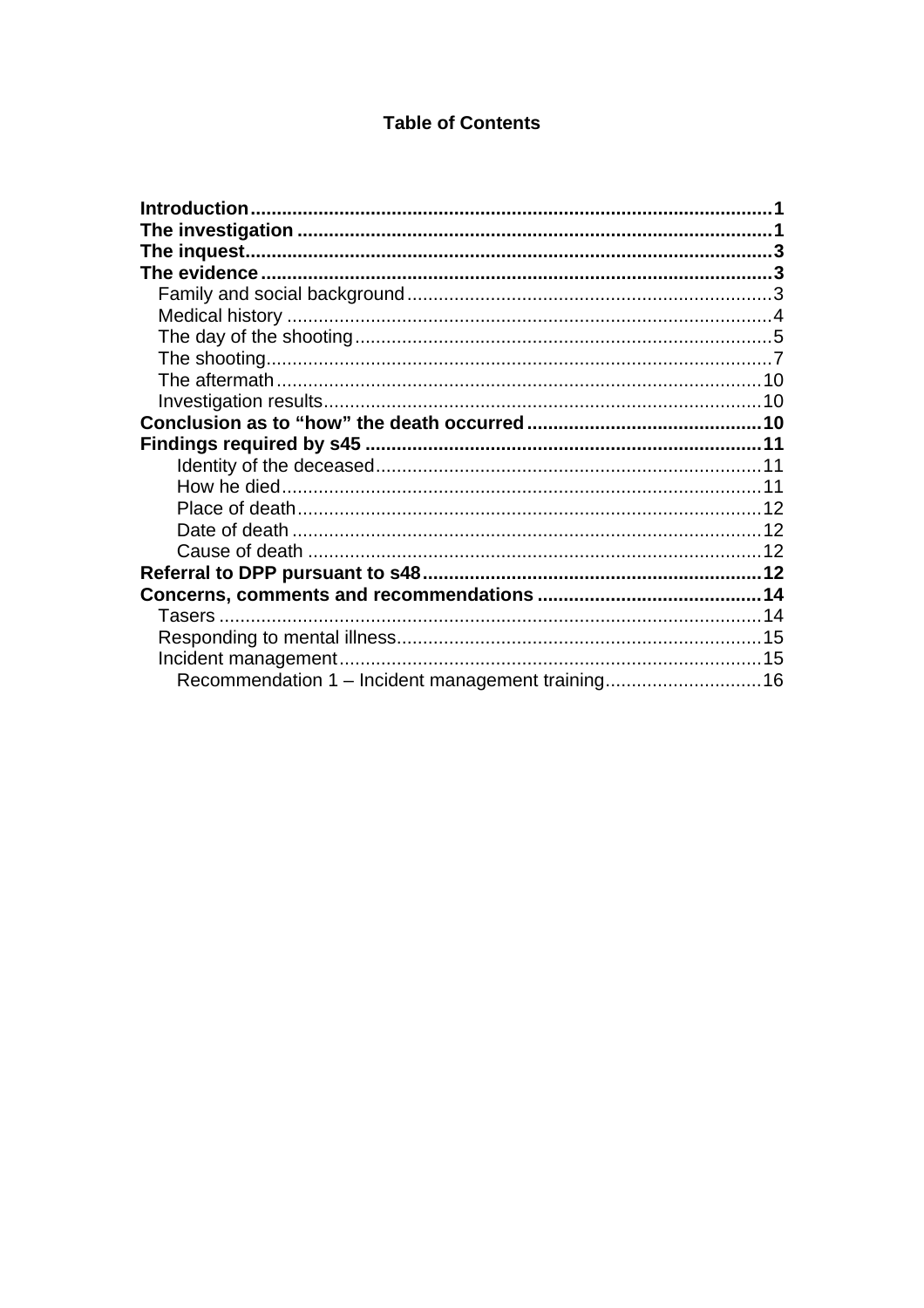**Table of Contents**

**Introduction** ........................................................................................................ **1**
**The investigation** ................................................................................................. **1**
**The inquest** ........................................................................................................... **3**
**The evidence** ........................................................................................................ **3**
  Family and social background ................................................................................ 3
  Medical history ....................................................................................................... 4
  The day of the shooting .......................................................................................... 5
  The shooting ........................................................................................................... 7
  The aftermath ........................................................................................................ 10
  Investigation results ............................................................................................... 10
**Conclusion as to "how" the death occurred** ......................................................... **10**
**Findings required by s45** ...................................................................................... **11**
    Identity of the deceased ..................................................................................... 11
    How he died ........................................................................................................ 11
    Place of death ..................................................................................................... 12
    Date of death ...................................................................................................... 12
    Cause of death .................................................................................................... 12
**Referral to DPP pursuant to s48** ........................................................................... **12**
**Concerns, comments and recommendations** ........................................................ **14**
  Tasers ................................................................................................................... 14
  Responding to mental illness ................................................................................ 15
  Incident management ............................................................................................ 15
    Recommendation 1 – Incident management training .......................................... 16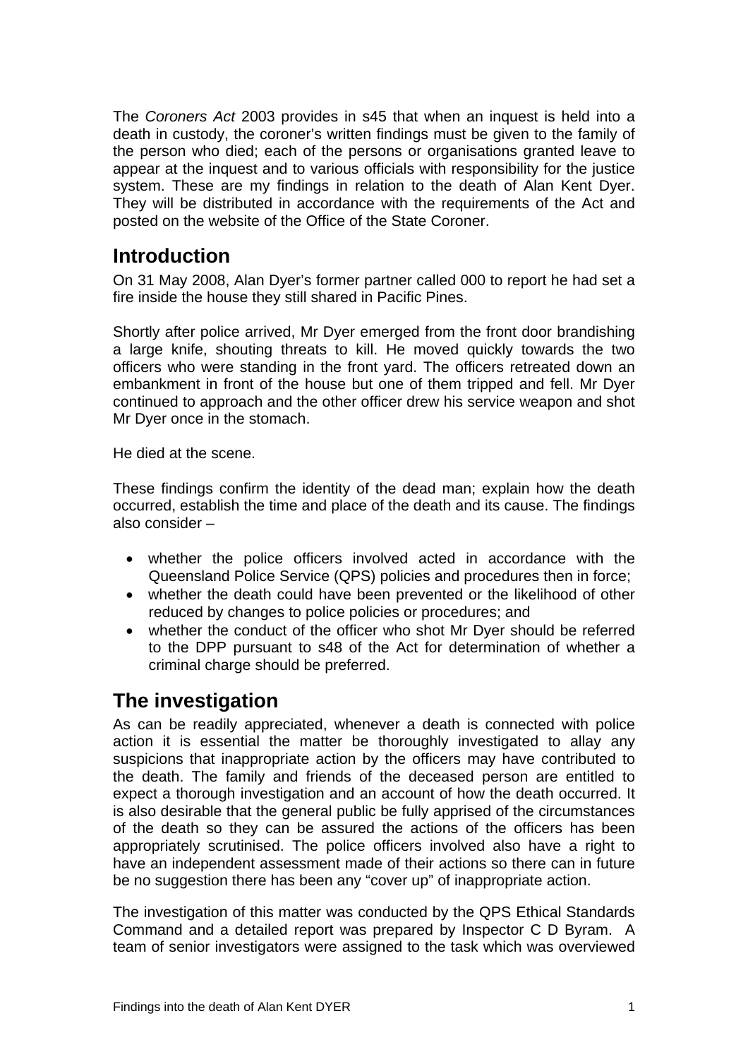The *Coroners Act* 2003 provides in s45 that when an inquest is held into a death in custody, the coroner's written findings must be given to the family of the person who died; each of the persons or organisations granted leave to appear at the inquest and to various officials with responsibility for the justice system. These are my findings in relation to the death of Alan Kent Dyer. They will be distributed in accordance with the requirements of the Act and posted on the website of the Office of the State Coroner.

## Introduction

On 31 May 2008, Alan Dyer's former partner called 000 to report he had set a fire inside the house they still shared in Pacific Pines.

Shortly after police arrived, Mr Dyer emerged from the front door brandishing a large knife, shouting threats to kill. He moved quickly towards the two officers who were standing in the front yard. The officers retreated down an embankment in front of the house but one of them tripped and fell. Mr Dyer continued to approach and the other officer drew his service weapon and shot Mr Dyer once in the stomach.

He died at the scene.

These findings confirm the identity of the dead man; explain how the death occurred, establish the time and place of the death and its cause. The findings also consider –

- whether the police officers involved acted in accordance with the Queensland Police Service (QPS) policies and procedures then in force;
- whether the death could have been prevented or the likelihood of other reduced by changes to police policies or procedures; and
- whether the conduct of the officer who shot Mr Dyer should be referred to the DPP pursuant to s48 of the Act for determination of whether a criminal charge should be preferred.

## The investigation

As can be readily appreciated, whenever a death is connected with police action it is essential the matter be thoroughly investigated to allay any suspicions that inappropriate action by the officers may have contributed to the death. The family and friends of the deceased person are entitled to expect a thorough investigation and an account of how the death occurred. It is also desirable that the general public fully apprised of the circumstances of the death so they can be assured the actions of the officers has been appropriately scrutinised. The police officers involved also have a right to have an independent assessment made of their actions so there can in future be no suggestion there has been any "cover up" of inappropriate action.

The investigation of this matter was conducted by the QPS Ethical Standards Command and a detailed report was prepared by Inspector C D Byram. A team of senior investigators were assigned to the task which was overviewed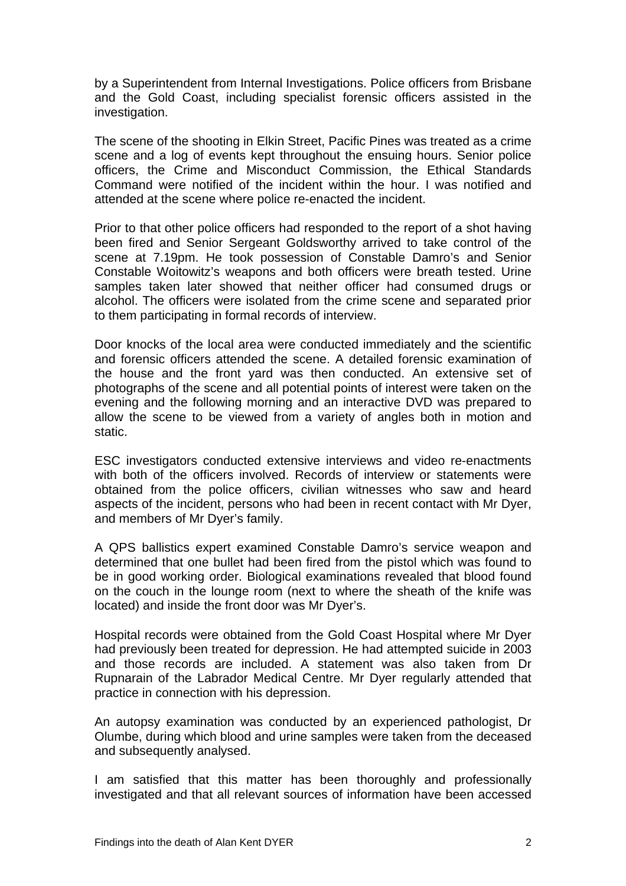by a Superintendent from Internal Investigations. Police officers from Brisbane and the Gold Coast, including specialist forensic officers assisted in the investigation.

The scene of the shooting in Elkin Street, Pacific Pines was treated as a crime scene and a log of events kept throughout the ensuing hours. Senior police officers, the Crime and Misconduct Commission, the Ethical Standards Command were notified of the incident within the hour. I was notified and attended at the scene where police re-enacted the incident.

Prior to that other police officers had responded to the report of a shot having been fired and Senior Sergeant Goldsworthy arrived to take control of the scene at 7.19pm. He took possession of Constable Damro's and Senior Constable Woitowitz's weapons and both officers were breath tested. Urine samples taken later showed that neither officer had consumed drugs or alcohol. The officers were isolated from the crime scene and separated prior to them participating in formal records of interview.

Door knocks of the local area were conducted immediately and the scientific and forensic officers attended the scene. A detailed forensic examination of the house and the front yard was then conducted. An extensive set of photographs of the scene and all potential points of interest were taken on the evening and the following morning and an interactive DVD was prepared to allow the scene to be viewed from a variety of angles both in motion and static.

ESC investigators conducted extensive interviews and video re-enactments with both of the officers involved. Records of interview or statements were obtained from the police officers, civilian witnesses who saw and heard aspects of the incident, persons who had been in recent contact with Mr Dyer, and members of Mr Dyer's family.

A QPS ballistics expert examined Constable Damro's service weapon and determined that one bullet had been fired from the pistol which was found to be in good working order. Biological examinations revealed that blood found on the couch in the lounge room (next to where the sheath of the knife was located) and inside the front door was Mr Dyer's.

Hospital records were obtained from the Gold Coast Hospital where Mr Dyer had previously been treated for depression. He had attempted suicide in 2003 and those records are included. A statement was also taken from Dr Rupnarain of the Labrador Medical Centre. Mr Dyer regularly attended that practice in connection with his depression.

An autopsy examination was conducted by an experienced pathologist, Dr Olumbe, during which blood and urine samples were taken from the deceased and subsequently analysed.

I am satisfied that this matter has been thoroughly and professionally investigated and that all relevant sources of information have been accessed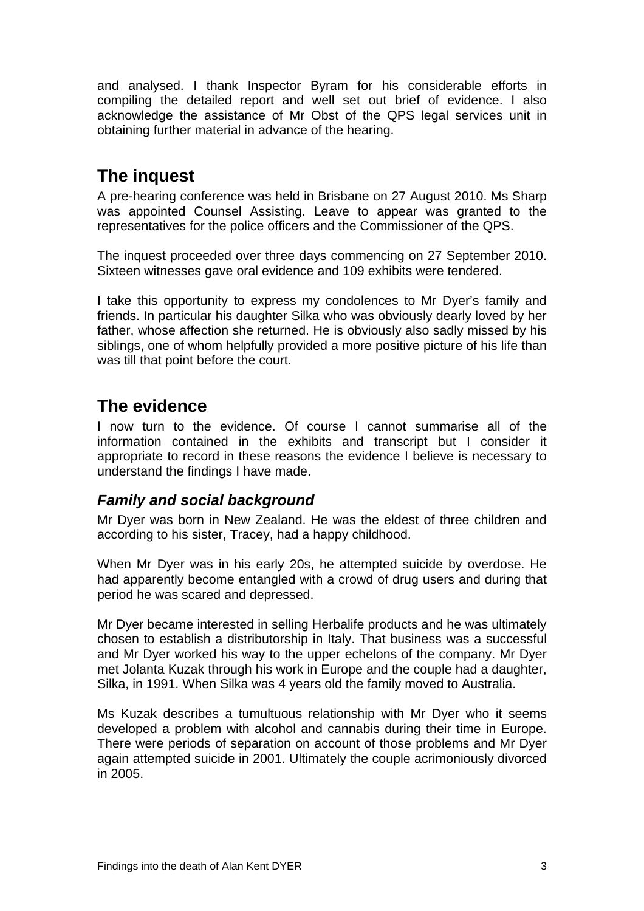and analysed. I thank Inspector Byram for his considerable efforts in compiling the detailed report and well set out brief of evidence. I also acknowledge the assistance of Mr Obst of the QPS legal services unit in obtaining further material in advance of the hearing.

## The inquest

A pre-hearing conference was held in Brisbane on 27 August 2010. Ms Sharp was appointed Counsel Assisting. Leave to appear was granted to the representatives for the police officers and the Commissioner of the QPS.

The inquest proceeded over three days commencing on 27 September 2010. Sixteen witnesses gave oral evidence and 109 exhibits were tendered.

I take this opportunity to express my condolences to Mr Dyer's family and friends. In particular his daughter Silka who was obviously dearly loved by her father, whose affection she returned. He is obviously also sadly missed by his siblings, one of whom helpfully provided a more positive picture of his life than was till that point before the court.

## The evidence

I now turn to the evidence. Of course I cannot summarise all of the information contained in the exhibits and transcript but I consider it appropriate to record in these reasons the evidence I believe is necessary to understand the findings I have made.

### *Family and social background*

Mr Dyer was born in New Zealand. He was the eldest of three children and according to his sister, Tracey, had a happy childhood.

When Mr Dyer was in his early 20s, he attempted suicide by overdose. He had apparently become entangled with a crowd of drug users and during that period he was scared and depressed.

Mr Dyer became interested in selling Herbalife products and he was ultimately chosen to establish a distributorship in Italy. That business was a successful and Mr Dyer worked his way to the upper echelons of the company. Mr Dyer met Jolanta Kuzak through his work in Europe and the couple had a daughter, Silka, in 1991. When Silka was 4 years old the family moved to Australia.

Ms Kuzak describes a tumultuous relationship with Mr Dyer who it seems developed a problem with alcohol and cannabis during their time in Europe. There were periods of separation on account of those problems and Mr Dyer again attempted suicide in 2001. Ultimately the couple acrimoniously divorced in 2005.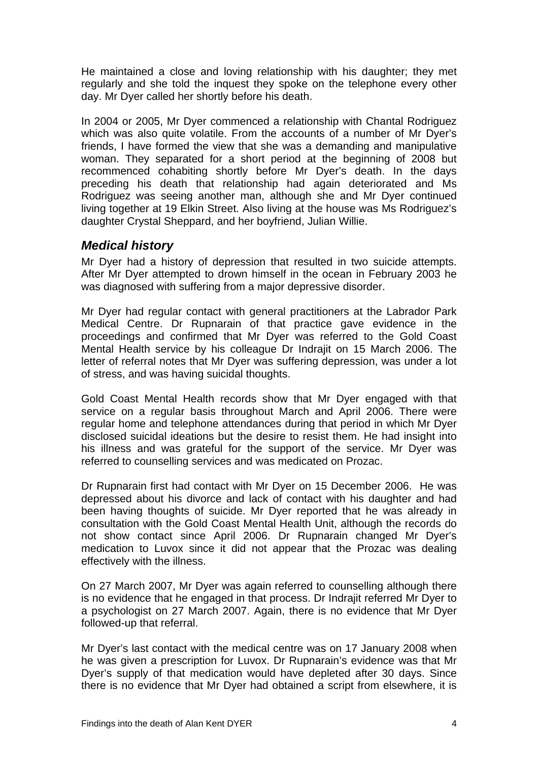He maintained a close and loving relationship with his daughter; they met regularly and she told the inquest they spoke on the telephone every other day. Mr Dyer called her shortly before his death.

In 2004 or 2005, Mr Dyer commenced a relationship with Chantal Rodriguez which was also quite volatile. From the accounts of a number of Mr Dyer's friends, I have formed the view that she was a demanding and manipulative woman. They separated for a short period at the beginning of 2008 but recommenced cohabiting shortly before Mr Dyer's death. In the days preceding his death that relationship had again deteriorated and Ms Rodriguez was seeing another man, although she and Mr Dyer continued living together at 19 Elkin Street. Also living at the house was Ms Rodriguez's daughter Crystal Sheppard, and her boyfriend, Julian Willie.

## *Medical history*

Mr Dyer had a history of depression that resulted in two suicide attempts. After Mr Dyer attempted to drown himself in the ocean in February 2003 he was diagnosed with suffering from a major depressive disorder.

Mr Dyer had regular contact with general practitioners at the Labrador Park Medical Centre. Dr Rupnarain of that practice gave evidence in the proceedings and confirmed that Mr Dyer was referred to the Gold Coast Mental Health service by his colleague Dr Indrajit on 15 March 2006. The letter of referral notes that Mr Dyer was suffering depression, was under a lot of stress, and was having suicidal thoughts.

Gold Coast Mental Health records show that Mr Dyer engaged with that service on a regular basis throughout March and April 2006. There were regular home and telephone attendances during that period in which Mr Dyer disclosed suicidal ideations but the desire to resist them. He had insight into his illness and was grateful for the support of the service. Mr Dyer was referred to counselling services and was medicated on Prozac.

Dr Rupnarain first had contact with Mr Dyer on 15 December 2006. He was depressed about his divorce and lack of contact with his daughter and had been having thoughts of suicide. Mr Dyer reported that he was already in consultation with the Gold Coast Mental Health Unit, although the records do not show contact since April 2006. Dr Rupnarain changed Mr Dyer's medication to Luvox since it did not appear that the Prozac was dealing effectively with the illness.

On 27 March 2007, Mr Dyer was again referred to counselling although there is no evidence that he engaged in that process. Dr Indrajit referred Mr Dyer to a psychologist on 27 March 2007. Again, there is no evidence that Mr Dyer followed-up that referral.

Mr Dyer's last contact with the medical centre was on 17 January 2008 when he was given a prescription for Luvox. Dr Rupnarain's evidence was that Mr Dyer's supply of that medication would have depleted after 30 days. Since there is no evidence that Mr Dyer had obtained a script from elsewhere, it is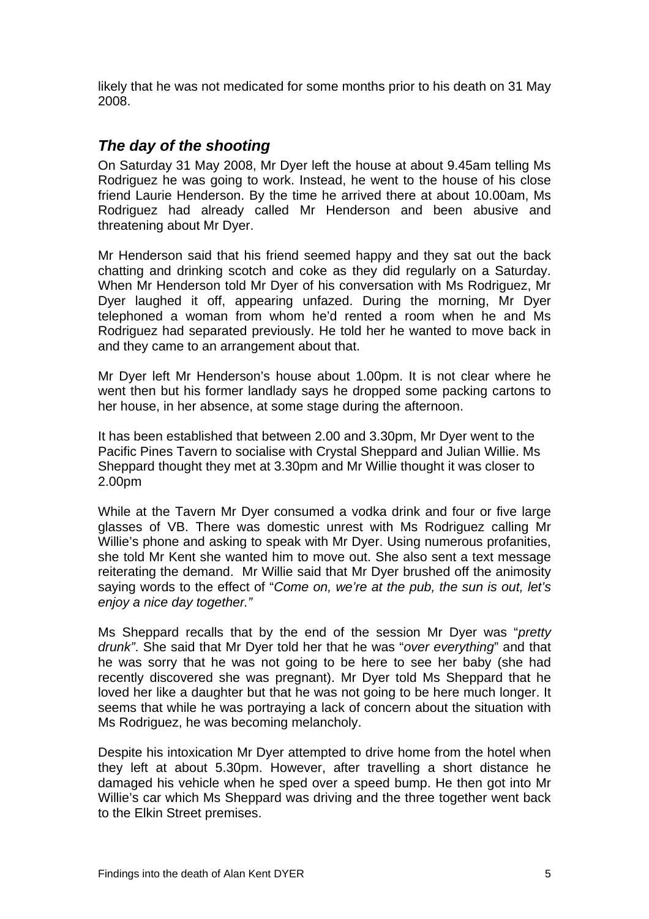likely that he was not medicated for some months prior to his death on 31 May 2008.

### *The day of the shooting*

On Saturday 31 May 2008, Mr Dyer left the house at about 9.45am telling Ms Rodriguez he was going to work. Instead, he went to the house of his close friend Laurie Henderson. By the time he arrived there at about 10.00am, Ms Rodriguez had already called Mr Henderson and been abusive and threatening about Mr Dyer.

Mr Henderson said that his friend seemed happy and they sat out the back chatting and drinking scotch and coke as they did regularly on a Saturday. When Mr Henderson told Mr Dyer of his conversation with Ms Rodriguez, Mr Dyer laughed it off, appearing unfazed. During the morning, Mr Dyer telephoned a woman from whom he'd rented a room when he and Ms Rodriguez had separated previously. He told her he wanted to move back in and they came to an arrangement about that.

Mr Dyer left Mr Henderson's house about 1.00pm. It is not clear where he went then but his former landlady says he dropped some packing cartons to her house, in her absence, at some stage during the afternoon.

It has been established that between 2.00 and 3.30pm, Mr Dyer went to the Pacific Pines Tavern to socialise with Crystal Sheppard and Julian Willie. Ms Sheppard thought they met at 3.30pm and Mr Willie thought it was closer to 2.00pm

While at the Tavern Mr Dyer consumed a vodka drink and four or five large glasses of VB. There was domestic unrest with Ms Rodriguez calling Mr Willie's phone and asking to speak with Mr Dyer. Using numerous profanities, she told Mr Kent she wanted him to move out. She also sent a text message reiterating the demand. Mr Willie said that Mr Dyer brushed off the animosity saying words to the effect of "*Come on, we're at the pub, the sun is out, let's enjoy a nice day together.*"

Ms Sheppard recalls that by the end of the session Mr Dyer was "*pretty drunk*". She said that Mr Dyer told her that he was "*over everything*" and that he was sorry that he was not going to be here to see her baby (she had recently discovered she was pregnant). Mr Dyer told Ms Sheppard that he loved her like a daughter but that he was not going to be here much longer. It seems that while he was portraying a lack of concern about the situation with Ms Rodriguez, he was becoming melancholy.

Despite his intoxication Mr Dyer attempted to drive home from the hotel when they left at about 5.30pm. However, after travelling a short distance he damaged his vehicle when he sped over a speed bump. He then got into Mr Willie's car which Ms Sheppard was driving and the three together went back to the Elkin Street premises.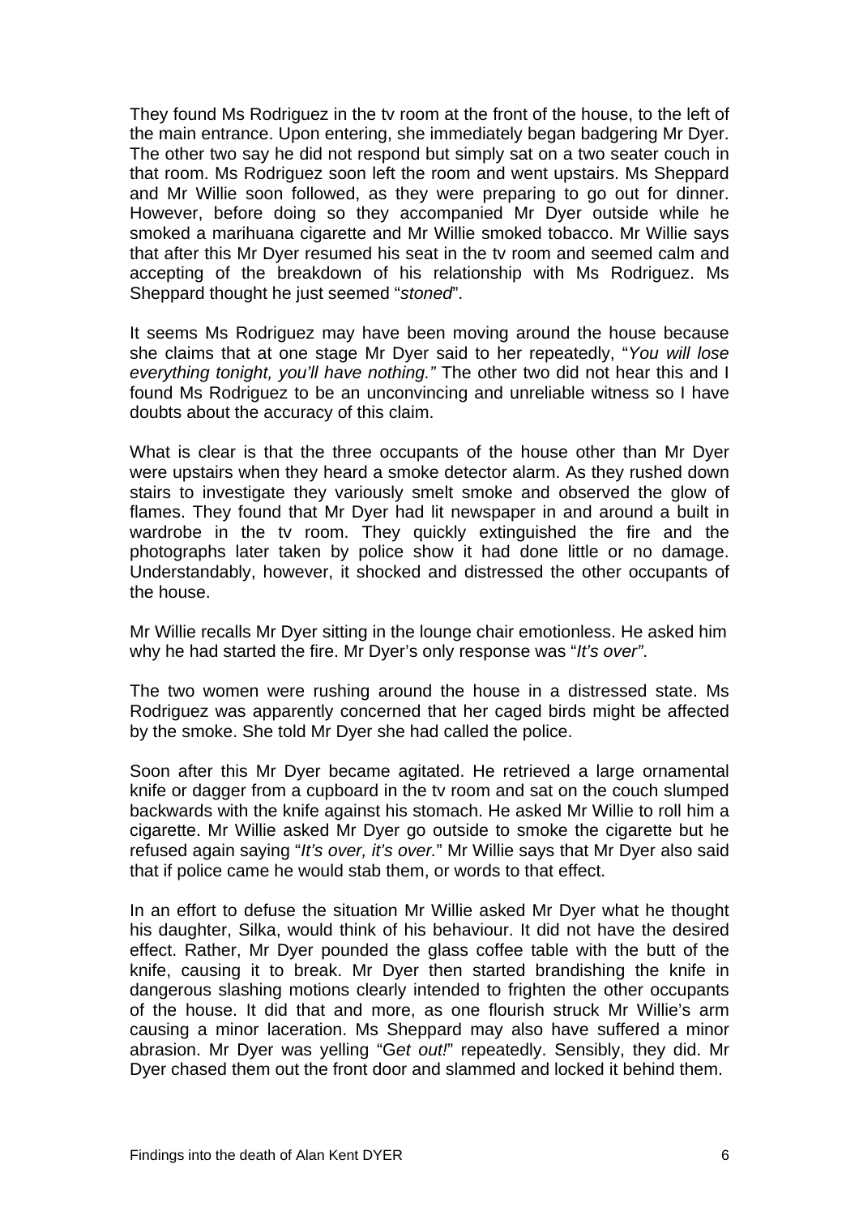They found Ms Rodriguez in the tv room at the front of the house, to the left of the main entrance. Upon entering, she immediately began badgering Mr Dyer. The other two say he did not respond but simply sat on a two seater couch in that room. Ms Rodriguez soon left the room and went upstairs. Ms Sheppard and Mr Willie soon followed, as they were preparing to go out for dinner. However, before doing so they accompanied Mr Dyer outside while he smoked a marihuana cigarette and Mr Willie smoked tobacco. Mr Willie says that after this Mr Dyer resumed his seat in the tv room and seemed calm and accepting of the breakdown of his relationship with Ms Rodriguez. Ms Sheppard thought he just seemed "*stoned*".

It seems Ms Rodriguez may have been moving around the house because she claims that at one stage Mr Dyer said to her repeatedly, "*You will lose everything tonight, you'll have nothing."* The other two did not hear this and I found Ms Rodriguez to be an unconvincing and unreliable witness so I have doubts about the accuracy of this claim.

What is clear is that the three occupants of the house other than Mr Dyer were upstairs when they heard a smoke detector alarm. As they rushed down stairs to investigate they variously smelt smoke and observed the glow of flames. They found that Mr Dyer had lit newspaper in and around a built in wardrobe in the tv room. They quickly extinguished the fire and the photographs later taken by police show it had done little or no damage. Understandably, however, it shocked and distressed the other occupants of the house.

Mr Willie recalls Mr Dyer sitting in the lounge chair emotionless. He asked him why he had started the fire. Mr Dyer's only response was "*It's over"*.

The two women were rushing around the house in a distressed state. Ms Rodriguez was apparently concerned that her caged birds might be affected by the smoke. She told Mr Dyer she had called the police.

Soon after this Mr Dyer became agitated. He retrieved a large ornamental knife or dagger from a cupboard in the tv room and sat on the couch slumped backwards with the knife against his stomach. He asked Mr Willie to roll him a cigarette. Mr Willie asked Mr Dyer go outside to smoke the cigarette but he refused again saying "*It's over, it's over.*" Mr Willie says that Mr Dyer also said that if police came he would stab them, or words to that effect.

In an effort to defuse the situation Mr Willie asked Mr Dyer what he thought his daughter, Silka, would think of his behaviour. It did not have the desired effect. Rather, Mr Dyer pounded the glass coffee table with the butt of the knife, causing it to break. Mr Dyer then started brandishing the knife in dangerous slashing motions clearly intended to frighten the other occupants of the house. It did that and more, as one flourish struck Mr Willie's arm causing a minor laceration. Ms Sheppard may also have suffered a minor abrasion. Mr Dyer was yelling "G*et out!*" repeatedly. Sensibly, they did. Mr Dyer chased them out the front door and slammed and locked it behind them.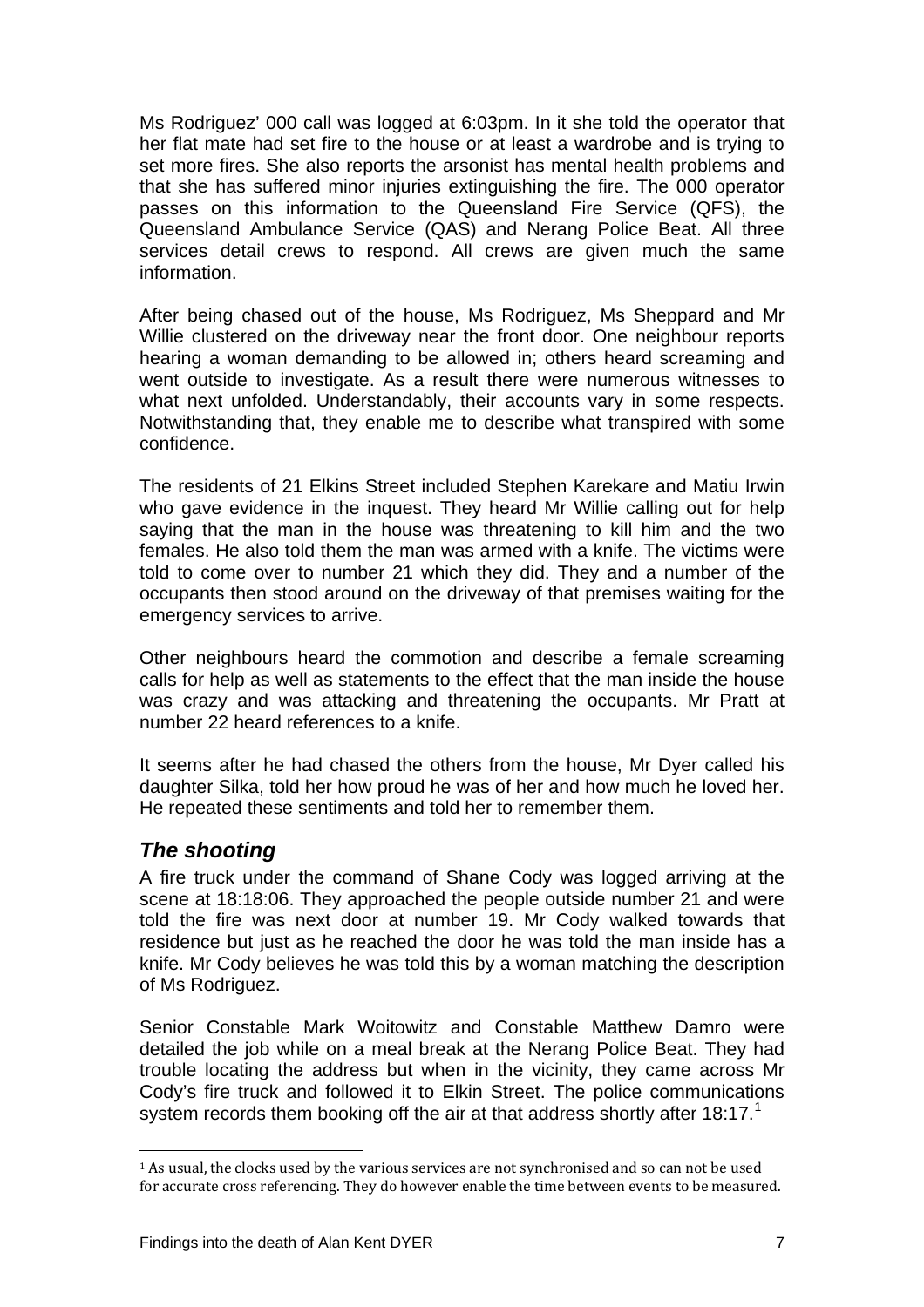Ms Rodriguez' 000 call was logged at 6:03pm. In it she told the operator that her flat mate had set fire to the house or at least a wardrobe and is trying to set more fires. She also reports the arsonist has mental health problems and that she has suffered minor injuries extinguishing the fire. The 000 operator passes on this information to the Queensland Fire Service (QFS), the Queensland Ambulance Service (QAS) and Nerang Police Beat. All three services detail crews to respond. All crews are given much the same information.

After being chased out of the house, Ms Rodriguez, Ms Sheppard and Mr Willie clustered on the driveway near the front door. One neighbour reports hearing a woman demanding to be allowed in; others heard screaming and went outside to investigate. As a result there were numerous witnesses to what next unfolded. Understandably, their accounts vary in some respects. Notwithstanding that, they enable me to describe what transpired with some confidence.

The residents of 21 Elkins Street included Stephen Karekare and Matiu Irwin who gave evidence in the inquest. They heard Mr Willie calling out for help saying that the man in the house was threatening to kill him and the two females. He also told them the man was armed with a knife. The victims were told to come over to number 21 which they did. They and a number of the occupants then stood around on the driveway of that premises waiting for the emergency services to arrive.

Other neighbours heard the commotion and describe a female screaming calls for help as well as statements to the effect that the man inside the house was crazy and was attacking and threatening the occupants. Mr Pratt at number 22 heard references to a knife.

It seems after he had chased the others from the house, Mr Dyer called his daughter Silka, told her how proud he was of her and how much he loved her. He repeated these sentiments and told her to remember them.

## *The shooting*

A fire truck under the command of Shane Cody was logged arriving at the scene at 18:18:06. They approached the people outside number 21 and were told the fire was next door at number 19. Mr Cody walked towards that residence but just as he reached the door he was told the man inside has a knife. Mr Cody believes he was told this by a woman matching the description of Ms Rodriguez.

Senior Constable Mark Woitowitz and Constable Matthew Damro were detailed the job while on a meal break at the Nerang Police Beat. They had trouble locating the address but when in the vicinity, they came across Mr Cody's fire truck and followed it to Elkin Street. The police communications system records them booking off the air at that address shortly after 18:17.[1]

---

[1] As usual, the clocks used by the various services are not synchronised and so can not be used for accurate cross referencing. They do however enable the time between events to be measured.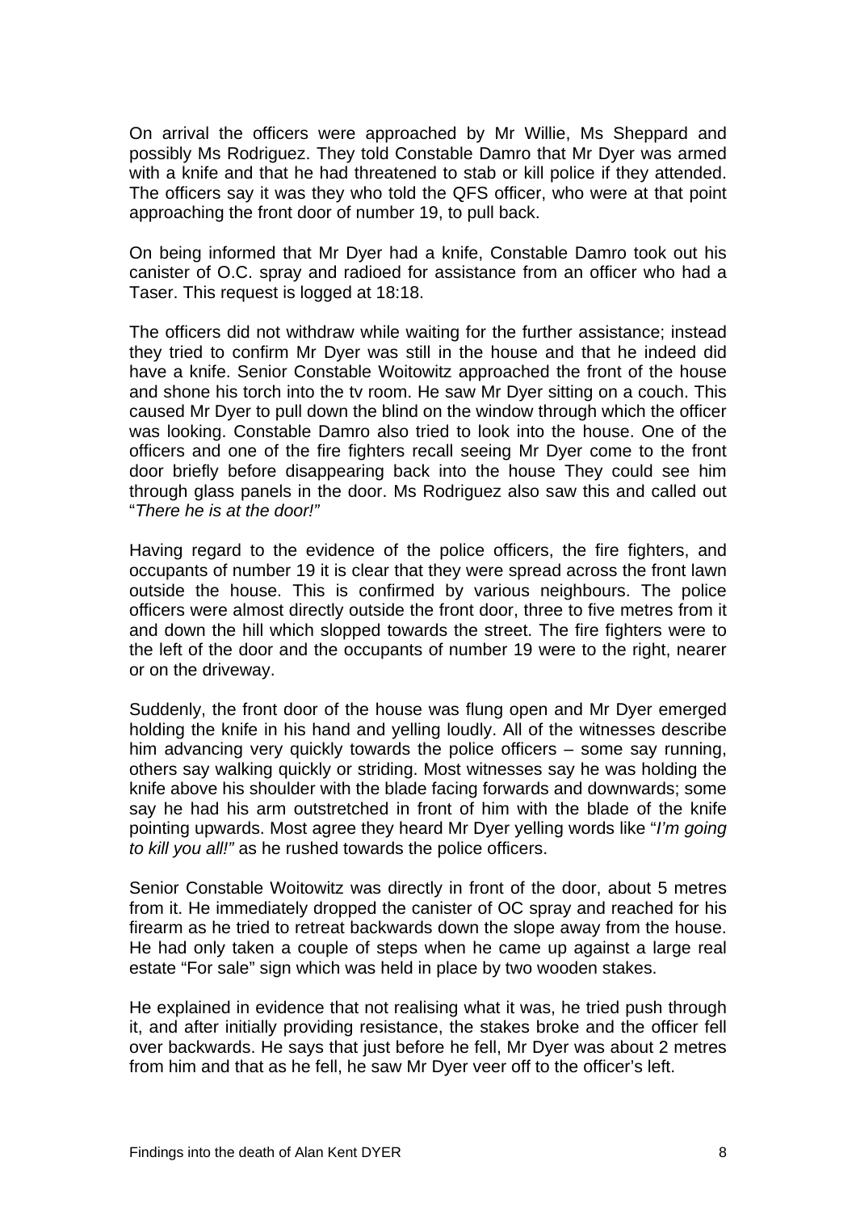On arrival the officers were approached by Mr Willie, Ms Sheppard and possibly Ms Rodriguez. They told Constable Damro that Mr Dyer was armed with a knife and that he had threatened to stab or kill police if they attended. The officers say it was they who told the QFS officer, who were at that point approaching the front door of number 19, to pull back.

On being informed that Mr Dyer had a knife, Constable Damro took out his canister of O.C. spray and radioed for assistance from an officer who had a Taser. This request is logged at 18:18.

The officers did not withdraw while waiting for the further assistance; instead they tried to confirm Mr Dyer was still in the house and that he indeed did have a knife. Senior Constable Woitowitz approached the front of the house and shone his torch into the tv room. He saw Mr Dyer sitting on a couch. This caused Mr Dyer to pull down the blind on the window through which the officer was looking. Constable Damro also tried to look into the house. One of the officers and one of the fire fighters recall seeing Mr Dyer come to the front door briefly before disappearing back into the house They could see him through glass panels in the door. Ms Rodriguez also saw this and called out "*There he is at the door!"*

Having regard to the evidence of the police officers, the fire fighters, and occupants of number 19 it is clear that they were spread across the front lawn outside the house. This is confirmed by various neighbours. The police officers were almost directly outside the front door, three to five metres from it and down the hill which slopped towards the street. The fire fighters were to the left of the door and the occupants of number 19 were to the right, nearer or on the driveway.

Suddenly, the front door of the house was flung open and Mr Dyer emerged holding the knife in his hand and yelling loudly. All of the witnesses describe him advancing very quickly towards the police officers – some say running, others say walking quickly or striding. Most witnesses say he was holding the knife above his shoulder with the blade facing forwards and downwards; some say he had his arm outstretched in front of him with the blade of the knife pointing upwards. Most agree they heard Mr Dyer yelling words like "*I'm going to kill you all!"* as he rushed towards the police officers.

Senior Constable Woitowitz was directly in front of the door, about 5 metres from it. He immediately dropped the canister of OC spray and reached for his firearm as he tried to retreat backwards down the slope away from the house. He had only taken a couple of steps when he came up against a large real estate "For sale" sign which was held in place by two wooden stakes.

He explained in evidence that not realising what it was, he tried push through it, and after initially providing resistance, the stakes broke and the officer fell over backwards. He says that just before he fell, Mr Dyer was about 2 metres from him and that as he fell, he saw Mr Dyer veer off to the officer's left.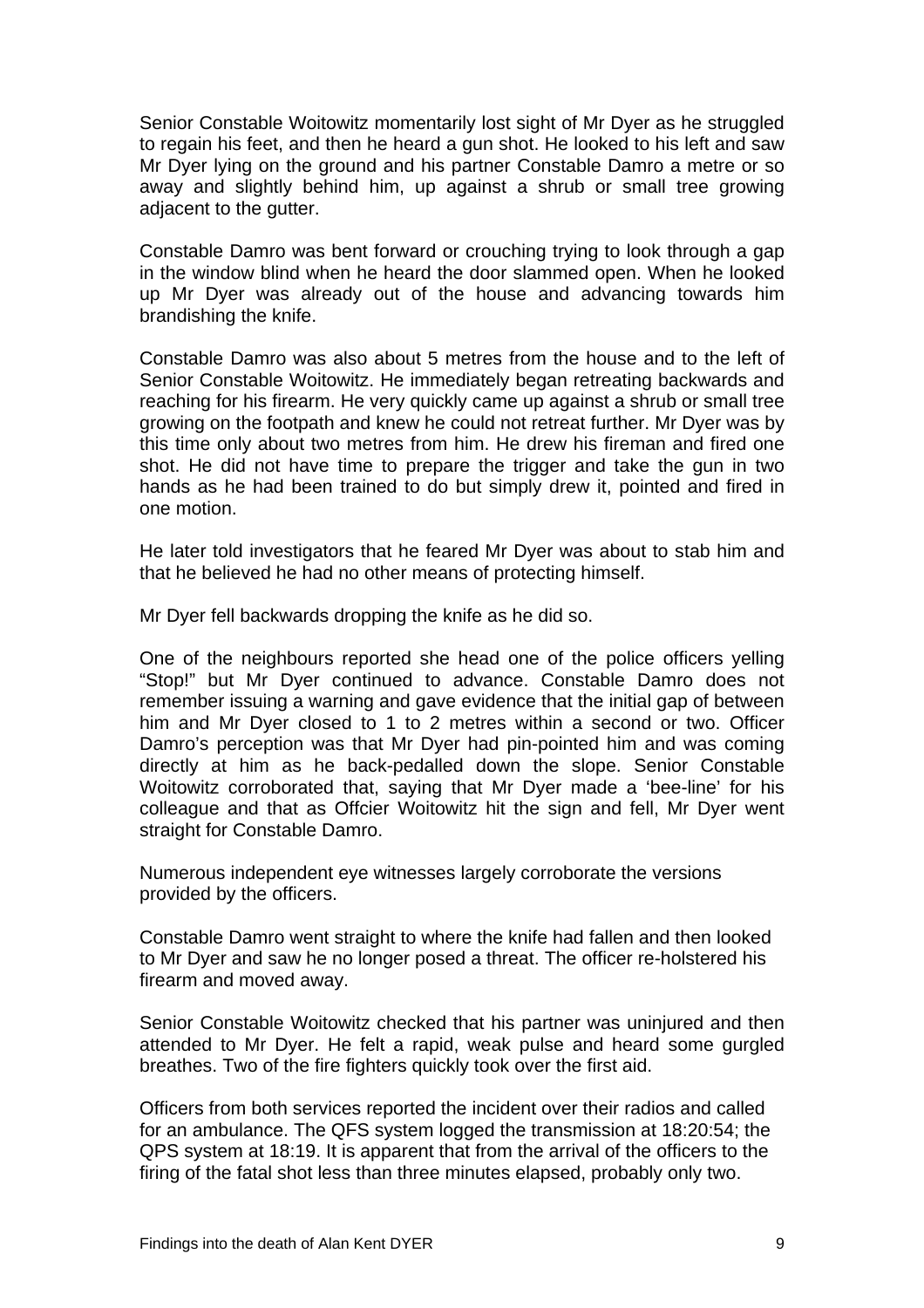Senior Constable Woitowitz momentarily lost sight of Mr Dyer as he struggled to regain his feet, and then he heard a gun shot. He looked to his left and saw Mr Dyer lying on the ground and his partner Constable Damro a metre or so away and slightly behind him, up against a shrub or small tree growing adjacent to the gutter.

Constable Damro was bent forward or crouching trying to look through a gap in the window blind when he heard the door slammed open. When he looked up Mr Dyer was already out of the house and advancing towards him brandishing the knife.

Constable Damro was also about 5 metres from the house and to the left of Senior Constable Woitowitz. He immediately began retreating backwards and reaching for his firearm. He very quickly came up against a shrub or small tree growing on the footpath and knew he could not retreat further. Mr Dyer was by this time only about two metres from him. He drew his fireman and fired one shot. He did not have time to prepare the trigger and take the gun in two hands as he had been trained to do but simply drew it, pointed and fired in one motion.

He later told investigators that he feared Mr Dyer was about to stab him and that he believed he had no other means of protecting himself.

Mr Dyer fell backwards dropping the knife as he did so.

One of the neighbours reported she head one of the police officers yelling "Stop!" but Mr Dyer continued to advance. Constable Damro does not remember issuing a warning and gave evidence that the initial gap of between him and Mr Dyer closed to 1 to 2 metres within a second or two. Officer Damro's perception was that Mr Dyer had pin-pointed him and was coming directly at him as he back-pedalled down the slope. Senior Constable Woitowitz corroborated that, saying that Mr Dyer made a 'bee-line' for his colleague and that as Offcier Woitowitz hit the sign and fell, Mr Dyer went straight for Constable Damro.

Numerous independent eye witnesses largely corroborate the versions provided by the officers.

Constable Damro went straight to where the knife had fallen and then looked to Mr Dyer and saw he no longer posed a threat. The officer re-holstered his firearm and moved away.

Senior Constable Woitowitz checked that his partner was uninjured and then attended to Mr Dyer. He felt a rapid, weak pulse and heard some gurgled breathes. Two of the fire fighters quickly took over the first aid.

Officers from both services reported the incident over their radios and called for an ambulance. The QFS system logged the transmission at 18:20:54; the QPS system at 18:19. It is apparent that from the arrival of the officers to the firing of the fatal shot less than three minutes elapsed, probably only two.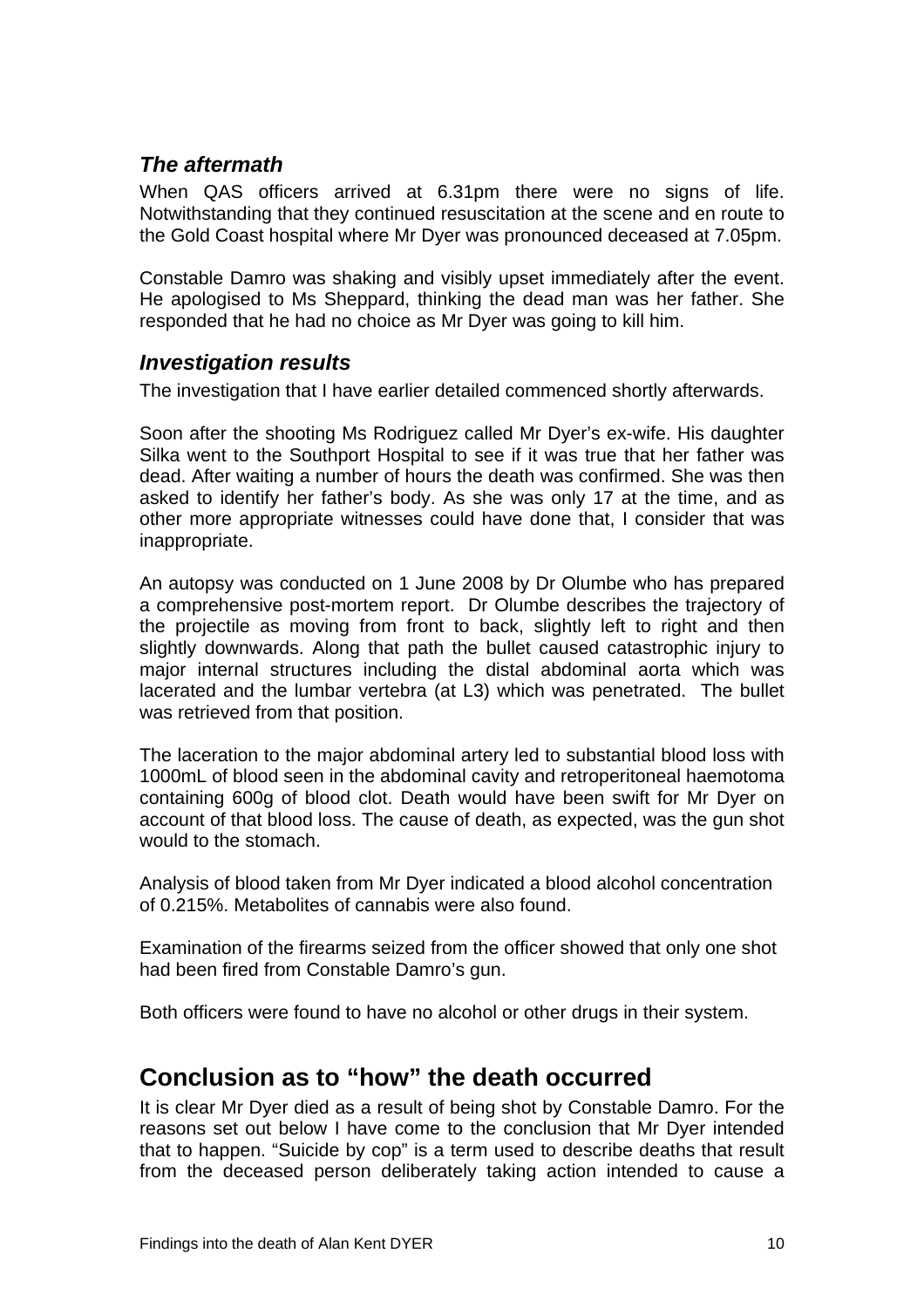### *The aftermath*

When QAS officers arrived at 6.31pm there were no signs of life. Notwithstanding that they continued resuscitation at the scene and en route to the Gold Coast hospital where Mr Dyer was pronounced deceased at 7.05pm.

Constable Damro was shaking and visibly upset immediately after the event. He apologised to Ms Sheppard, thinking the dead man was her father. She responded that he had no choice as Mr Dyer was going to kill him.

### *Investigation results*

The investigation that I have earlier detailed commenced shortly afterwards.

Soon after the shooting Ms Rodriguez called Mr Dyer's ex-wife. His daughter Silka went to the Southport Hospital to see if it was true that her father was dead. After waiting a number of hours the death was confirmed. She was then asked to identify her father's body. As she was only 17 at the time, and as other more appropriate witnesses could have done that, I consider that was inappropriate.

An autopsy was conducted on 1 June 2008 by Dr Olumbe who has prepared a comprehensive post-mortem report. Dr Olumbe describes the trajectory of the projectile as moving from front to back, slightly left to right and then slightly downwards. Along that path the bullet caused catastrophic injury to major internal structures including the distal abdominal aorta which was lacerated and the lumbar vertebra (at L3) which was penetrated. The bullet was retrieved from that position.

The laceration to the major abdominal artery led to substantial blood loss with 1000mL of blood seen in the abdominal cavity and retroperitoneal haemotoma containing 600g of blood clot. Death would have been swift for Mr Dyer on account of that blood loss. The cause of death, as expected, was the gun shot would to the stomach.

Analysis of blood taken from Mr Dyer indicated a blood alcohol concentration of 0.215%. Metabolites of cannabis were also found.

Examination of the firearms seized from the officer showed that only one shot had been fired from Constable Damro's gun.

Both officers were found to have no alcohol or other drugs in their system.

## Conclusion as to "how" the death occurred

It is clear Mr Dyer died as a result of being shot by Constable Damro. For the reasons set out below I have come to the conclusion that Mr Dyer intended that to happen. "Suicide by cop" is a term used to describe deaths that result from the deceased person deliberately taking action intended to cause a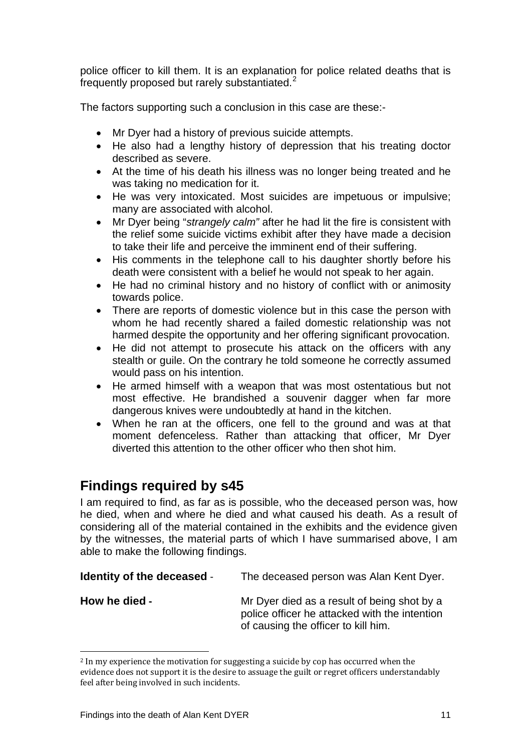police officer to kill them. It is an explanation for police related deaths that is frequently proposed but rarely substantiated.[2]

The factors supporting such a conclusion in this case are these:-

- Mr Dyer had a history of previous suicide attempts.
- He also had a lengthy history of depression that his treating doctor described as severe.
- At the time of his death his illness was no longer being treated and he was taking no medication for it.
- He was very intoxicated. Most suicides are impetuous or impulsive; many are associated with alcohol.
- Mr Dyer being "*strangely calm"* after he had lit the fire is consistent with the relief some suicide victims exhibit after they have made a decision to take their life and perceive the imminent end of their suffering.
- His comments in the telephone call to his daughter shortly before his death were consistent with a belief he would not speak to her again.
- He had no criminal history and no history of conflict with or animosity towards police.
- There are reports of domestic violence but in this case the person with whom he had recently shared a failed domestic relationship was not harmed despite the opportunity and her offering significant provocation.
- He did not attempt to prosecute his attack on the officers with any stealth or guile. On the contrary he told someone he correctly assumed would pass on his intention.
- He armed himself with a weapon that was most ostentatious but not most effective. He brandished a souvenir dagger when far more dangerous knives were undoubtedly at hand in the kitchen.
- When he ran at the officers, one fell to the ground and was at that moment defenceless. Rather than attacking that officer, Mr Dyer diverted this attention to the other officer who then shot him.

## Findings required by s45

I am required to find, as far as is possible, who the deceased person was, how he died, when and where he died and what caused his death. As a result of considering all of the material contained in the exhibits and the evidence given by the witnesses, the material parts of which I have summarised above, I am able to make the following findings.

**Identity of the deceased** - The deceased person was Alan Kent Dyer.

**How he died -** Mr Dyer died as a result of being shot by a police officer he attacked with the intention of causing the officer to kill him.

[2] In my experience the motivation for suggesting a suicide by cop has occurred when the evidence does not support it is the desire to assuage the guilt or regret officers understandably feel after being involved in such incidents.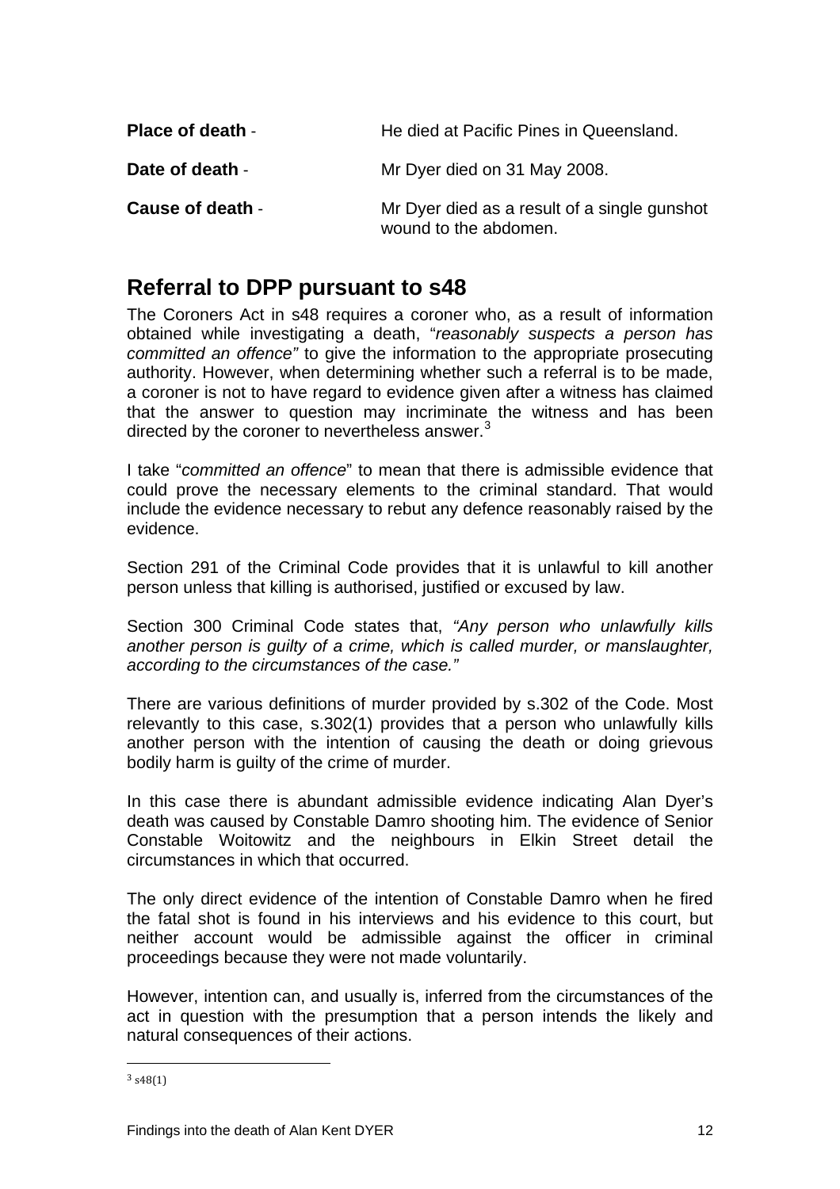**Place of death** - He died at Pacific Pines in Queensland.

**Date of death** - Mr Dyer died on 31 May 2008.

**Cause of death** - Mr Dyer died as a result of a single gunshot wound to the abdomen.

## Referral to DPP pursuant to s48

The Coroners Act in s48 requires a coroner who, as a result of information obtained while investigating a death, "*reasonably suspects a person has committed an offence"* to give the information to the appropriate prosecuting authority. However, when determining whether such a referral is to be made, a coroner is not to have regard to evidence given after a witness has claimed that the answer to question may incriminate the witness and has been directed by the coroner to nevertheless answer.[3]

I take "*committed an offence*" to mean that there is admissible evidence that could prove the necessary elements to the criminal standard. That would include the evidence necessary to rebut any defence reasonably raised by the evidence.

Section 291 of the Criminal Code provides that it is unlawful to kill another person unless that killing is authorised, justified or excused by law.

Section 300 Criminal Code states that, *"Any person who unlawfully kills another person is guilty of a crime, which is called murder, or manslaughter, according to the circumstances of the case."*

There are various definitions of murder provided by s.302 of the Code. Most relevantly to this case, s.302(1) provides that a person who unlawfully kills another person with the intention of causing the death or doing grievous bodily harm is guilty of the crime of murder.

In this case there is abundant admissible evidence indicating Alan Dyer's death was caused by Constable Damro shooting him. The evidence of Senior Constable Woitowitz and the neighbours in Elkin Street detail the circumstances in which that occurred.

The only direct evidence of the intention of Constable Damro when he fired the fatal shot is found in his interviews and his evidence to this court, but neither account would be admissible against the officer in criminal proceedings because they were not made voluntarily.

However, intention can, and usually is, inferred from the circumstances of the act in question with the presumption that a person intends the likely and natural consequences of their actions.

[3] s48(1)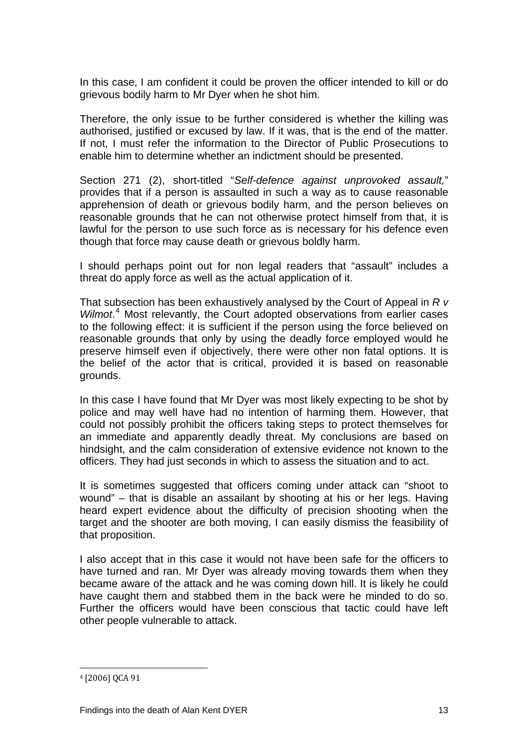In this case, I am confident it could be proven the officer intended to kill or do grievous bodily harm to Mr Dyer when he shot him.

Therefore, the only issue to be further considered is whether the killing was authorised, justified or excused by law. If it was, that is the end of the matter. If not, I must refer the information to the Director of Public Prosecutions to enable him to determine whether an indictment should be presented.

Section 271 (2), short-titled "*Self-defence against unprovoked assault,*" provides that if a person is assaulted in such a way as to cause reasonable apprehension of death or grievous bodily harm, and the person believes on reasonable grounds that he can not otherwise protect himself from that, it is lawful for the person to use such force as is necessary for his defence even though that force may cause death or grievous boldly harm.

I should perhaps point out for non legal readers that "assault" includes a threat do apply force as well as the actual application of it.

That subsection has been exhaustively analysed by the Court of Appeal in *R v Wilmot*.[4] Most relevantly, the Court adopted observations from earlier cases to the following effect: it is sufficient if the person using the force believed on reasonable grounds that only by using the deadly force employed would he preserve himself even if objectively, there were other non fatal options. It is the belief of the actor that is critical, provided it is based on reasonable grounds.

In this case I have found that Mr Dyer was most likely expecting to be shot by police and may well have had no intention of harming them. However, that could not possibly prohibit the officers taking steps to protect themselves for an immediate and apparently deadly threat. My conclusions are based on hindsight, and the calm consideration of extensive evidence not known to the officers. They had just seconds in which to assess the situation and to act.

It is sometimes suggested that officers coming under attack can "shoot to wound" – that is disable an assailant by shooting at his or her legs. Having heard expert evidence about the difficulty of precision shooting when the target and the shooter are both moving, I can easily dismiss the feasibility of that proposition.

I also accept that in this case it would not have been safe for the officers to have turned and ran. Mr Dyer was already moving towards them when they became aware of the attack and he was coming down hill. It is likely he could have caught them and stabbed them in the back were he minded to do so. Further the officers would have been conscious that tactic could have left other people vulnerable to attack.

---

[4] [2006] QCA 91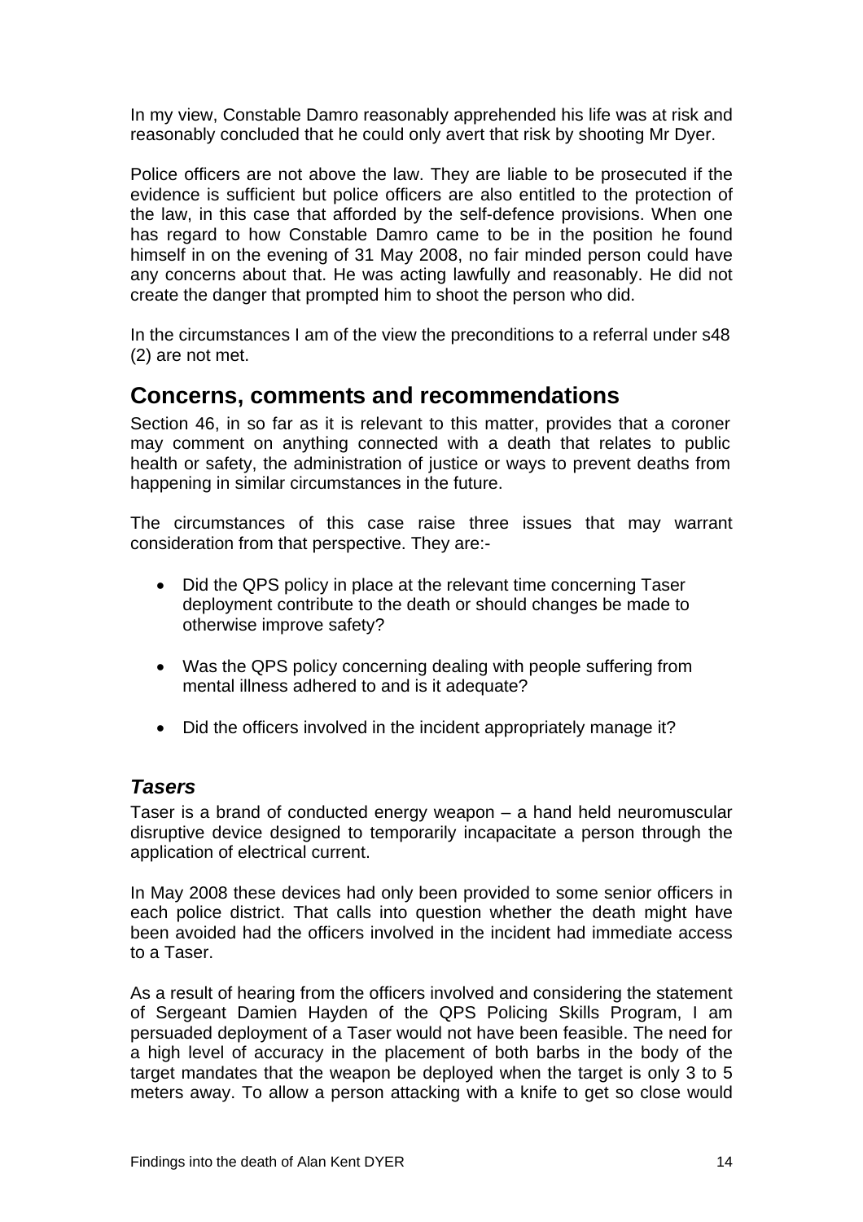In my view, Constable Damro reasonably apprehended his life was at risk and reasonably concluded that he could only avert that risk by shooting Mr Dyer.

Police officers are not above the law. They are liable to be prosecuted if the evidence is sufficient but police officers are also entitled to the protection of the law, in this case that afforded by the self-defence provisions. When one has regard to how Constable Damro came to be in the position he found himself in on the evening of 31 May 2008, no fair minded person could have any concerns about that. He was acting lawfully and reasonably. He did not create the danger that prompted him to shoot the person who did.

In the circumstances I am of the view the preconditions to a referral under s48 (2) are not met.

## Concerns, comments and recommendations

Section 46, in so far as it is relevant to this matter, provides that a coroner may comment on anything connected with a death that relates to public health or safety, the administration of justice or ways to prevent deaths from happening in similar circumstances in the future.

The circumstances of this case raise three issues that may warrant consideration from that perspective. They are:-

- Did the QPS policy in place at the relevant time concerning Taser deployment contribute to the death or should changes be made to otherwise improve safety?
- Was the QPS policy concerning dealing with people suffering from mental illness adhered to and is it adequate?
- Did the officers involved in the incident appropriately manage it?

### *Tasers*

Taser is a brand of conducted energy weapon – a hand held neuromuscular disruptive device designed to temporarily incapacitate a person through the application of electrical current.

In May 2008 these devices had only been provided to some senior officers in each police district. That calls into question whether the death might have been avoided had the officers involved in the incident had immediate access to a Taser.

As a result of hearing from the officers involved and considering the statement of Sergeant Damien Hayden of the QPS Policing Skills Program, I am persuaded deployment of a Taser would not have been feasible. The need for a high level of accuracy in the placement of both barbs in the body of the target mandates that the weapon be deployed when the target is only 3 to 5 meters away. To allow a person attacking with a knife to get so close would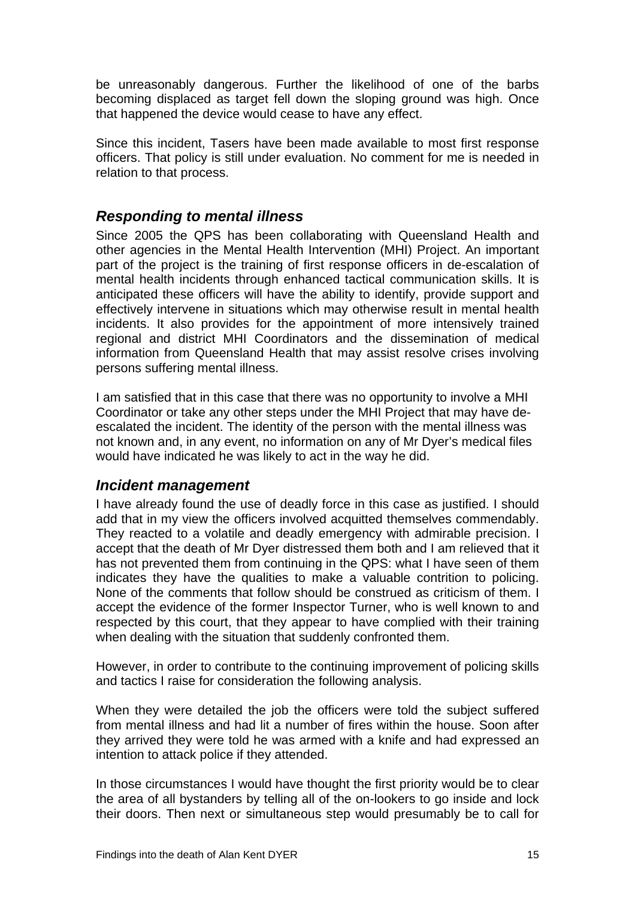be unreasonably dangerous. Further the likelihood of one of the barbs becoming displaced as target fell down the sloping ground was high. Once that happened the device would cease to have any effect.

Since this incident, Tasers have been made available to most first response officers. That policy is still under evaluation. No comment for me is needed in relation to that process.

## *Responding to mental illness*

Since 2005 the QPS has been collaborating with Queensland Health and other agencies in the Mental Health Intervention (MHI) Project. An important part of the project is the training of first response officers in de-escalation of mental health incidents through enhanced tactical communication skills. It is anticipated these officers will have the ability to identify, provide support and effectively intervene in situations which may otherwise result in mental health incidents. It also provides for the appointment of more intensively trained regional and district MHI Coordinators and the dissemination of medical information from Queensland Health that may assist resolve crises involving persons suffering mental illness.

I am satisfied that in this case that there was no opportunity to involve a MHI Coordinator or take any other steps under the MHI Project that may have de-escalated the incident. The identity of the person with the mental illness was not known and, in any event, no information on any of Mr Dyer's medical files would have indicated he was likely to act in the way he did.

## *Incident management*

I have already found the use of deadly force in this case as justified. I should add that in my view the officers involved acquitted themselves commendably. They reacted to a volatile and deadly emergency with admirable precision. I accept that the death of Mr Dyer distressed them both and I am relieved that it has not prevented them from continuing in the QPS: what I have seen of them indicates they have the qualities to make a valuable contrition to policing. None of the comments that follow should be construed as criticism of them. I accept the evidence of the former Inspector Turner, who is well known to and respected by this court, that they appear to have complied with their training when dealing with the situation that suddenly confronted them.

However, in order to contribute to the continuing improvement of policing skills and tactics I raise for consideration the following analysis.

When they were detailed the job the officers were told the subject suffered from mental illness and had lit a number of fires within the house. Soon after they arrived they were told he was armed with a knife and had expressed an intention to attack police if they attended.

In those circumstances I would have thought the first priority would be to clear the area of all bystanders by telling all of the on-lookers to go inside and lock their doors. Then next or simultaneous step would presumably be to call for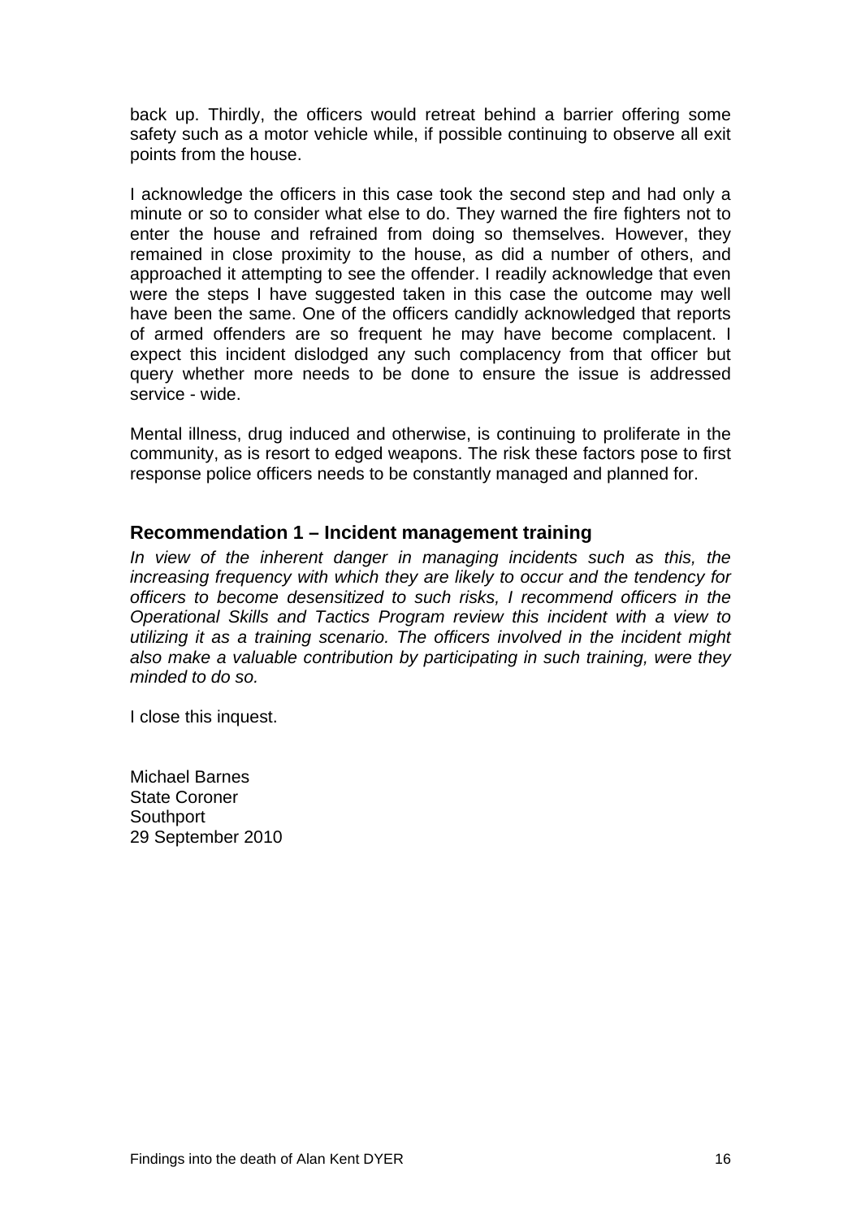back up. Thirdly, the officers would retreat behind a barrier offering some safety such as a motor vehicle while, if possible continuing to observe all exit points from the house.

I acknowledge the officers in this case took the second step and had only a minute or so to consider what else to do. They warned the fire fighters not to enter the house and refrained from doing so themselves. However, they remained in close proximity to the house, as did a number of others, and approached it attempting to see the offender. I readily acknowledge that even were the steps I have suggested taken in this case the outcome may well have been the same. One of the officers candidly acknowledged that reports of armed offenders are so frequent he may have become complacent. I expect this incident dislodged any such complacency from that officer but query whether more needs to be done to ensure the issue is addressed service - wide.

Mental illness, drug induced and otherwise, is continuing to proliferate in the community, as is resort to edged weapons. The risk these factors pose to first response police officers needs to be constantly managed and planned for.

### Recommendation 1 – Incident management training

*In view of the inherent danger in managing incidents such as this, the increasing frequency with which they are likely to occur and the tendency for officers to become desensitized to such risks, I recommend officers in the Operational Skills and Tactics Program review this incident with a view to utilizing it as a training scenario. The officers involved in the incident might also make a valuable contribution by participating in such training, were they minded to do so.*

I close this inquest.

Michael Barnes
State Coroner
Southport
29 September 2010